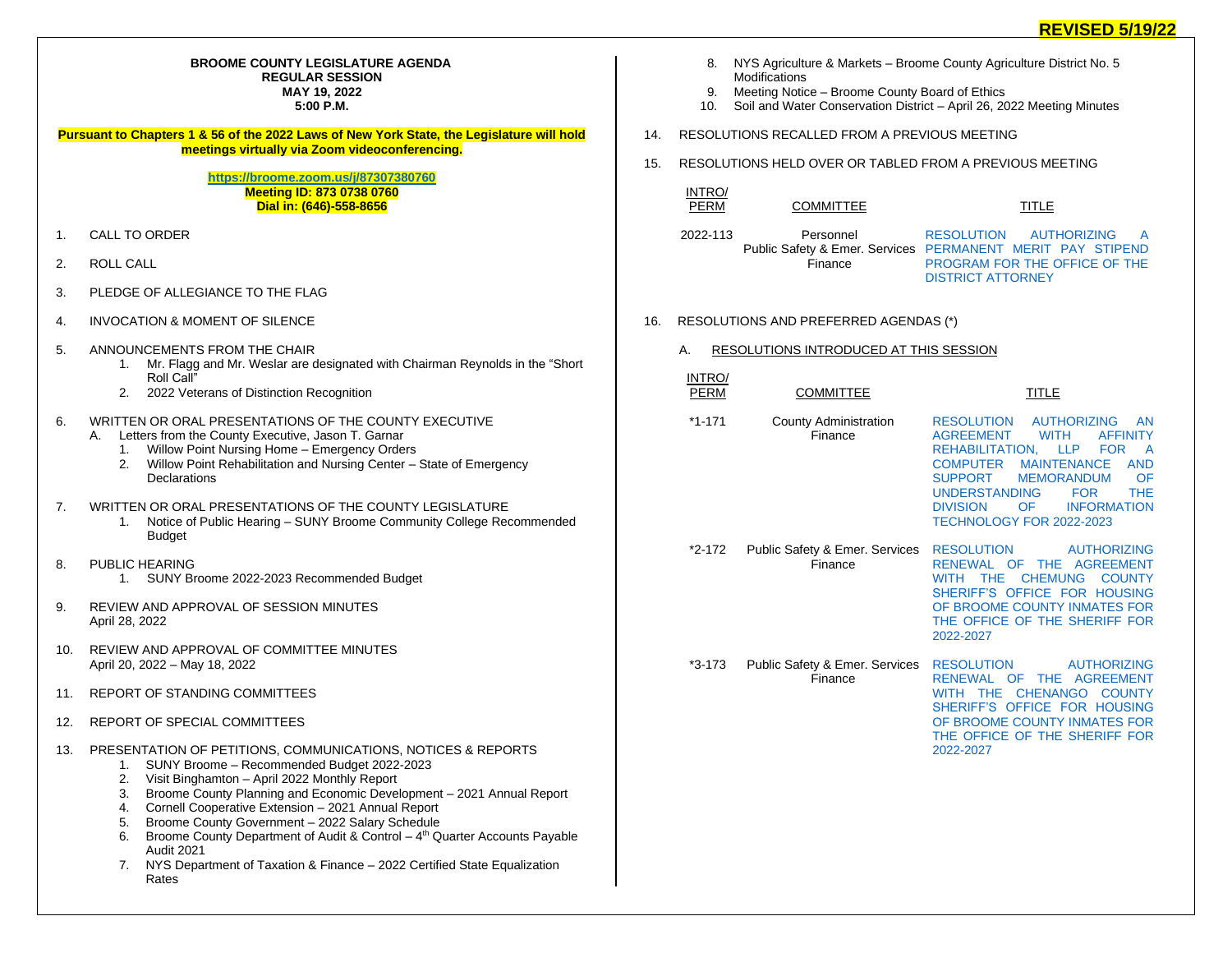**REVISED 5/19/22**

**BROOME COUNTY LEGISLATURE AGENDA**
**REGULAR SESSION**
**MAY 19, 2022**
**5:00 P.M.**

**Pursuant to Chapters 1 & 56 of the 2022 Laws of New York State, the Legislature will hold meetings virtually via Zoom videoconferencing.**

**https://broome.zoom.us/j/87307380760**
**Meeting ID: 873 0738 0760**
**Dial in: (646)-558-8656**

1. CALL TO ORDER

2. ROLL CALL

3. PLEDGE OF ALLEGIANCE TO THE FLAG

4. INVOCATION & MOMENT OF SILENCE

5. ANNOUNCEMENTS FROM THE CHAIR
   1. Mr. Flagg and Mr. Weslar are designated with Chairman Reynolds in the "Short Roll Call"
   2. 2022 Veterans of Distinction Recognition

6. WRITTEN OR ORAL PRESENTATIONS OF THE COUNTY EXECUTIVE
   A. Letters from the County Executive, Jason T. Garnar
      1. Willow Point Nursing Home – Emergency Orders
      2. Willow Point Rehabilitation and Nursing Center – State of Emergency Declarations

7. WRITTEN OR ORAL PRESENTATIONS OF THE COUNTY LEGISLATURE
   1. Notice of Public Hearing – SUNY Broome Community College Recommended Budget

8. PUBLIC HEARING
   1. SUNY Broome 2022-2023 Recommended Budget

9. REVIEW AND APPROVAL OF SESSION MINUTES
   April 28, 2022

10. REVIEW AND APPROVAL OF COMMITTEE MINUTES
    April 20, 2022 – May 18, 2022

11. REPORT OF STANDING COMMITTEES

12. REPORT OF SPECIAL COMMITTEES

13. PRESENTATION OF PETITIONS, COMMUNICATIONS, NOTICES & REPORTS
    1. SUNY Broome – Recommended Budget 2022-2023
    2. Visit Binghamton – April 2022 Monthly Report
    3. Broome County Planning and Economic Development – 2021 Annual Report
    4. Cornell Cooperative Extension – 2021 Annual Report
    5. Broome County Government – 2022 Salary Schedule
    6. Broome County Department of Audit & Control – 4th Quarter Accounts Payable Audit 2021
    7. NYS Department of Taxation & Finance – 2022 Certified State Equalization Rates
    8. NYS Agriculture & Markets – Broome County Agriculture District No. 5 Modifications
    9. Meeting Notice – Broome County Board of Ethics
    10. Soil and Water Conservation District – April 26, 2022 Meeting Minutes

14. RESOLUTIONS RECALLED FROM A PREVIOUS MEETING

15. RESOLUTIONS HELD OVER OR TABLED FROM A PREVIOUS MEETING

| INTRO/ PERM | COMMITTEE | TITLE |
|---|---|---|
| 2022-113 | Personnel<br>Public Safety & Emer. Services<br>Finance | RESOLUTION AUTHORIZING A PERMANENT MERIT PAY STIPEND PROGRAM FOR THE OFFICE OF THE DISTRICT ATTORNEY |

16. RESOLUTIONS AND PREFERRED AGENDAS (*)

    A. RESOLUTIONS INTRODUCED AT THIS SESSION

| INTRO/ PERM | COMMITTEE | TITLE |
|---|---|---|
| *1-171 | County Administration<br>Finance | RESOLUTION AUTHORIZING AN AGREEMENT WITH AFFINITY REHABILITATION, LLP FOR A COMPUTER MAINTENANCE AND SUPPORT MEMORANDUM OF UNDERSTANDING FOR THE DIVISION OF INFORMATION TECHNOLOGY FOR 2022-2023 |
| *2-172 | Public Safety & Emer. Services<br>Finance | RESOLUTION AUTHORIZING RENEWAL OF THE AGREEMENT WITH THE CHEMUNG COUNTY SHERIFF'S OFFICE FOR HOUSING OF BROOME COUNTY INMATES FOR THE OFFICE OF THE SHERIFF FOR 2022-2027 |
| *3-173 | Public Safety & Emer. Services<br>Finance | RESOLUTION AUTHORIZING RENEWAL OF THE AGREEMENT WITH THE CHENANGO COUNTY SHERIFF'S OFFICE FOR HOUSING OF BROOME COUNTY INMATES FOR THE OFFICE OF THE SHERIFF FOR 2022-2027 |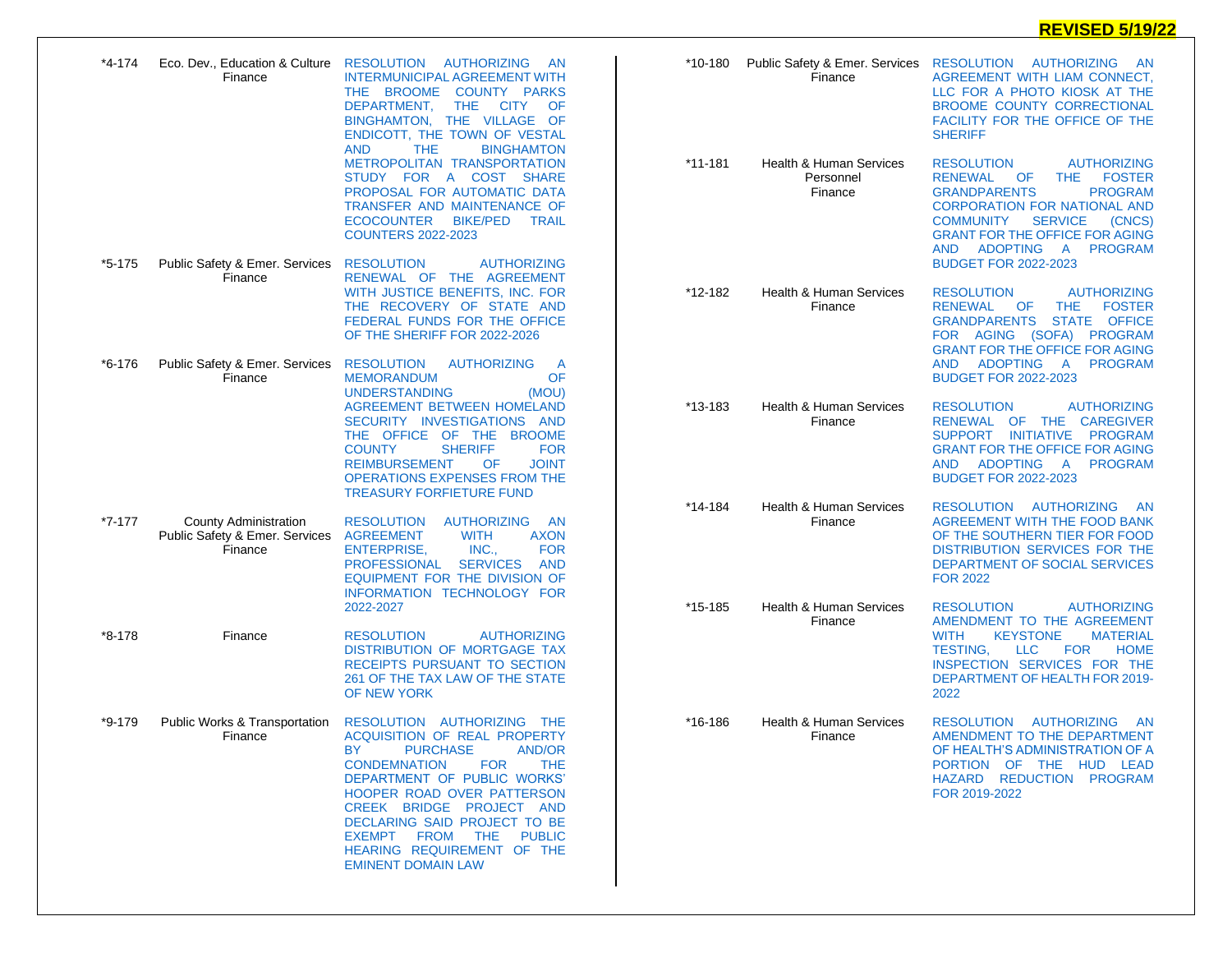**REVISED 5/19/22**

| No. | Committee | Resolution |
| --- | --- | --- |
| *4-174 | Eco. Dev., Education & Culture<br>Finance | RESOLUTION AUTHORIZING AN INTERMUNICIPAL AGREEMENT WITH THE BROOME COUNTY PARKS DEPARTMENT, THE CITY OF BINGHAMTON, THE VILLAGE OF ENDICOTT, THE TOWN OF VESTAL AND THE BINGHAMTON METROPOLITAN TRANSPORTATION STUDY FOR A COST SHARE PROPOSAL FOR AUTOMATIC DATA TRANSFER AND MAINTENANCE OF ECOCOUNTER BIKE/PED TRAIL COUNTERS 2022-2023 |
| *5-175 | Public Safety & Emer. Services<br>Finance | RESOLUTION AUTHORIZING RENEWAL OF THE AGREEMENT WITH JUSTICE BENEFITS, INC. FOR THE RECOVERY OF STATE AND FEDERAL FUNDS FOR THE OFFICE OF THE SHERIFF FOR 2022-2026 |
| *6-176 | Public Safety & Emer. Services<br>Finance | RESOLUTION AUTHORIZING A MEMORANDUM OF UNDERSTANDING (MOU) AGREEMENT BETWEEN HOMELAND SECURITY INVESTIGATIONS AND THE OFFICE OF THE BROOME COUNTY SHERIFF FOR REIMBURSEMENT OF JOINT OPERATIONS EXPENSES FROM THE TREASURY FORFIETURE FUND |
| *7-177 | County Administration<br>Public Safety & Emer. Services<br>Finance | RESOLUTION AUTHORIZING AN AGREEMENT WITH AXON ENTERPRISE, INC., FOR PROFESSIONAL SERVICES AND EQUIPMENT FOR THE DIVISION OF INFORMATION TECHNOLOGY FOR 2022-2027 |
| *8-178 | Finance | RESOLUTION AUTHORIZING DISTRIBUTION OF MORTGAGE TAX RECEIPTS PURSUANT TO SECTION 261 OF THE TAX LAW OF THE STATE OF NEW YORK |
| *9-179 | Public Works & Transportation<br>Finance | RESOLUTION AUTHORIZING THE ACQUISITION OF REAL PROPERTY BY PURCHASE AND/OR CONDEMNATION FOR THE DEPARTMENT OF PUBLIC WORKS' HOOPER ROAD OVER PATTERSON CREEK BRIDGE PROJECT AND DECLARING SAID PROJECT TO BE EXEMPT FROM THE PUBLIC HEARING REQUIREMENT OF THE EMINENT DOMAIN LAW |
| *10-180 | Public Safety & Emer. Services<br>Finance | RESOLUTION AUTHORIZING AN AGREEMENT WITH LIAM CONNECT, LLC FOR A PHOTO KIOSK AT THE BROOME COUNTY CORRECTIONAL FACILITY FOR THE OFFICE OF THE SHERIFF |
| *11-181 | Health & Human Services<br>Personnel<br>Finance | RESOLUTION AUTHORIZING RENEWAL OF THE FOSTER GRANDPARENTS PROGRAM CORPORATION FOR NATIONAL AND COMMUNITY SERVICE (CNCS) GRANT FOR THE OFFICE FOR AGING AND ADOPTING A PROGRAM BUDGET FOR 2022-2023 |
| *12-182 | Health & Human Services<br>Finance | RESOLUTION AUTHORIZING RENEWAL OF THE GRANDPARENTS STATE OFFICE FOR AGING (SOFA) PROGRAM GRANT FOR THE OFFICE FOR AGING AND ADOPTING A PROGRAM BUDGET FOR 2022-2023 |
| *13-183 | Health & Human Services<br>Finance | RESOLUTION AUTHORIZING RENEWAL OF THE CAREGIVER SUPPORT INITIATIVE PROGRAM GRANT FOR THE OFFICE FOR AGING AND ADOPTING A PROGRAM BUDGET FOR 2022-2023 |
| *14-184 | Health & Human Services<br>Finance | RESOLUTION AUTHORIZING AN AGREEMENT WITH THE FOOD BANK OF THE SOUTHERN TIER FOR FOOD DISTRIBUTION SERVICES FOR THE DEPARTMENT OF SOCIAL SERVICES FOR 2022 |
| *15-185 | Health & Human Services<br>Finance | RESOLUTION AUTHORIZING AMENDMENT TO THE AGREEMENT WITH KEYSTONE MATERIAL TESTING, LLC FOR HOME INSPECTION SERVICES FOR THE DEPARTMENT OF HEALTH FOR 2019-2022 |
| *16-186 | Health & Human Services<br>Finance | RESOLUTION AUTHORIZING AN AMENDMENT TO THE DEPARTMENT OF HEALTH'S ADMINISTRATION OF A PORTION OF THE HUD LEAD HAZARD REDUCTION PROGRAM FOR 2019-2022 |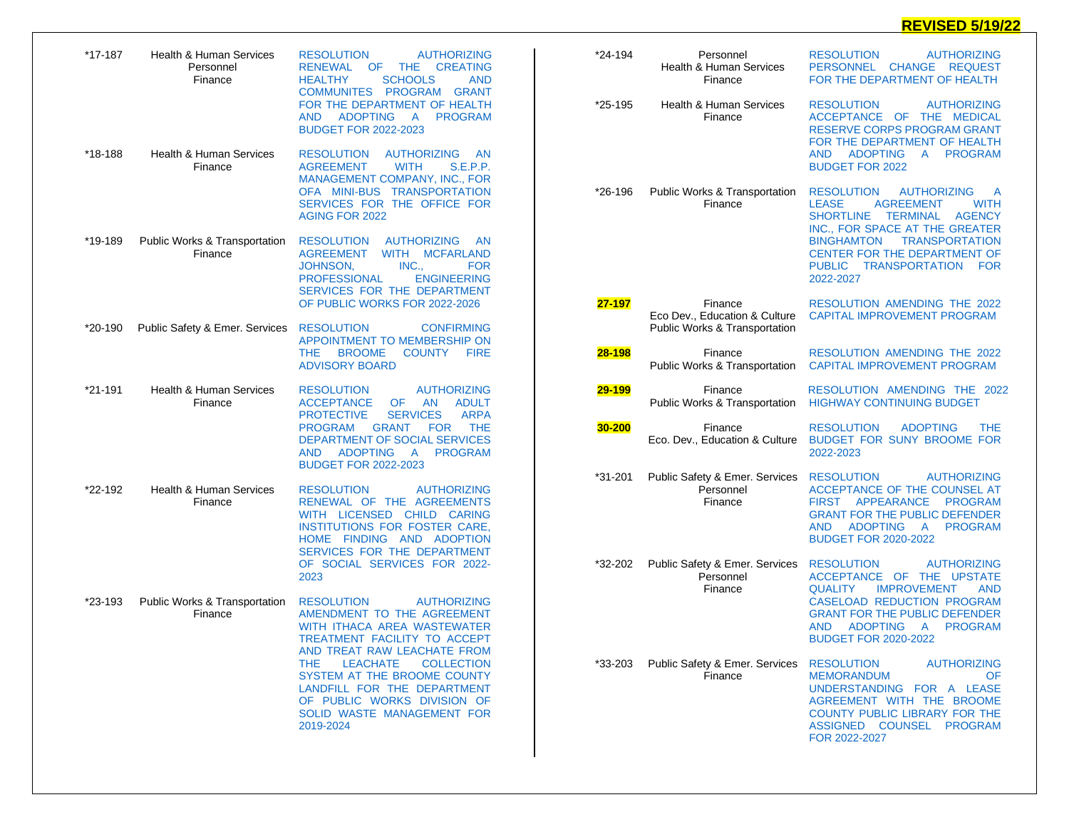**REVISED 5/19/22**

| No. | Committee(s) | Resolution |
|---|---|---|
| *17-187 | Health & Human Services<br>Personnel<br>Finance | RESOLUTION AUTHORIZING RENEWAL OF THE CREATING HEALTHY SCHOOLS AND COMMUNITES PROGRAM GRANT FOR THE DEPARTMENT OF HEALTH AND ADOPTING A PROGRAM BUDGET FOR 2022-2023 |
| *18-188 | Health & Human Services<br>Finance | RESOLUTION AUTHORIZING AN AGREEMENT WITH S.E.P.P. MANAGEMENT COMPANY, INC., FOR OFA MINI-BUS TRANSPORTATION SERVICES FOR THE OFFICE FOR AGING FOR 2022 |
| *19-189 | Public Works & Transportation<br>Finance | RESOLUTION AUTHORIZING AN AGREEMENT WITH MCFARLAND JOHNSON, INC., FOR PROFESSIONAL ENGINEERING SERVICES FOR THE DEPARTMENT OF PUBLIC WORKS FOR 2022-2026 |
| *20-190 | Public Safety & Emer. Services | RESOLUTION CONFIRMING APPOINTMENT TO MEMBERSHIP ON THE BROOME COUNTY FIRE ADVISORY BOARD |
| *21-191 | Health & Human Services<br>Finance | RESOLUTION AUTHORIZING ACCEPTANCE OF AN ADULT PROTECTIVE SERVICES ARPA PROGRAM GRANT FOR THE DEPARTMENT OF SOCIAL SERVICES AND ADOPTING A PROGRAM BUDGET FOR 2022-2023 |
| *22-192 | Health & Human Services<br>Finance | RESOLUTION AUTHORIZING RENEWAL OF THE AGREEMENTS WITH LICENSED CHILD CARING INSTITUTIONS FOR FOSTER CARE, HOME FINDING AND ADOPTION SERVICES FOR THE DEPARTMENT OF SOCIAL SERVICES FOR 2022-2023 |
| *23-193 | Public Works & Transportation<br>Finance | RESOLUTION AUTHORIZING AMENDMENT TO THE AGREEMENT WITH ITHACA AREA WASTEWATER TREATMENT FACILITY TO ACCEPT AND TREAT RAW LEACHATE FROM THE LEACHATE COLLECTION SYSTEM AT THE BROOME COUNTY LANDFILL FOR THE DEPARTMENT OF PUBLIC WORKS DIVISION OF SOLID WASTE MANAGEMENT FOR 2019-2024 |
| *24-194 | Personnel<br>Health & Human Services<br>Finance | RESOLUTION AUTHORIZING PERSONNEL CHANGE REQUEST FOR THE DEPARTMENT OF HEALTH |
| *25-195 | Health & Human Services<br>Finance | RESOLUTION AUTHORIZING ACCEPTANCE OF THE MEDICAL RESERVE CORPS PROGRAM GRANT FOR THE DEPARTMENT OF HEALTH AND ADOPTING A PROGRAM BUDGET FOR 2022 |
| *26-196 | Public Works & Transportation<br>Finance | RESOLUTION AUTHORIZING A LEASE AGREEMENT WITH SHORTLINE TERMINAL AGENCY INC., FOR SPACE AT THE GREATER BINGHAMTON TRANSPORTATION CENTER FOR THE DEPARTMENT OF PUBLIC TRANSPORTATION FOR 2022-2027 |
| **27-197** | Finance<br>Eco Dev., Education & Culture<br>Public Works & Transportation | RESOLUTION AMENDING THE 2022 CAPITAL IMPROVEMENT PROGRAM |
| **28-198** | Finance<br>Public Works & Transportation | RESOLUTION AMENDING THE 2022 CAPITAL IMPROVEMENT PROGRAM |
| **29-199** | Finance<br>Public Works & Transportation | RESOLUTION AMENDING THE 2022 HIGHWAY CONTINUING BUDGET |
| **30-200** | Finance<br>Eco. Dev., Education & Culture | RESOLUTION ADOPTING THE BUDGET FOR SUNY BROOME FOR 2022-2023 |
| *31-201 | Public Safety & Emer. Services<br>Personnel<br>Finance | RESOLUTION AUTHORIZING ACCEPTANCE OF THE COUNSEL AT FIRST APPEARANCE PROGRAM GRANT FOR THE PUBLIC DEFENDER AND ADOPTING A PROGRAM BUDGET FOR 2020-2022 |
| *32-202 | Public Safety & Emer. Services<br>Personnel<br>Finance | RESOLUTION AUTHORIZING ACCEPTANCE OF THE UPSTATE QUALITY IMPROVEMENT AND CASELOAD REDUCTION PROGRAM GRANT FOR THE PUBLIC DEFENDER AND ADOPTING A PROGRAM BUDGET FOR 2020-2022 |
| *33-203 | Public Safety & Emer. Services<br>Finance | RESOLUTION AUTHORIZING MEMORANDUM OF UNDERSTANDING FOR A LEASE AGREEMENT WITH THE BROOME COUNTY PUBLIC LIBRARY FOR THE ASSIGNED COUNSEL PROGRAM FOR 2022-2027 |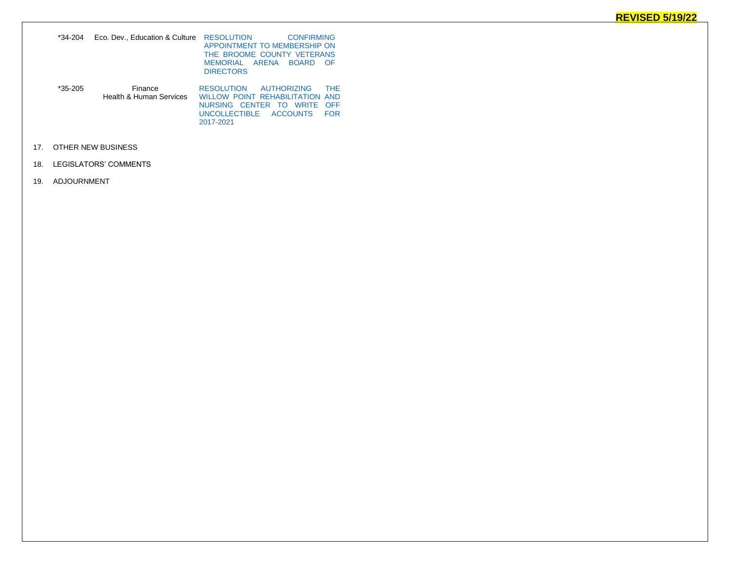**REVISED 5/19/22**

| | | |
|---|---|---|
| *34-204 | Eco. Dev., Education & Culture | RESOLUTION CONFIRMING APPOINTMENT TO MEMBERSHIP ON THE BROOME COUNTY VETERANS MEMORIAL ARENA BOARD OF DIRECTORS |
| *35-205 | Finance<br>Health & Human Services | RESOLUTION AUTHORIZING THE WILLOW POINT REHABILITATION AND NURSING CENTER TO WRITE OFF UNCOLLECTIBLE ACCOUNTS FOR 2017-2021 |

17. OTHER NEW BUSINESS

18. LEGISLATORS' COMMENTS

19. ADJOURNMENT